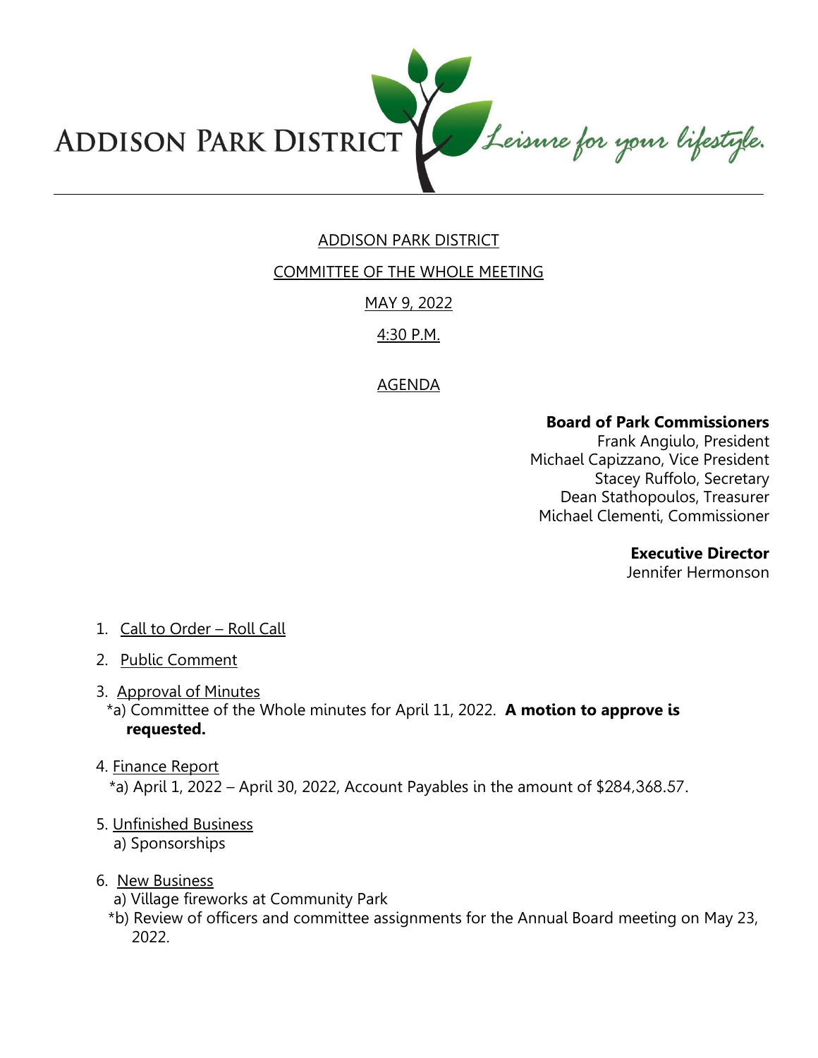ADDISON PARK DISTRICT *Leisure for your lifestyle.*

# ADDISON PARK DISTRICT

## COMMITTEE OF THE WHOLE MEETING

## MAY 9, 2022

## 4:30 P.M.

## AGENDA

**Board of Park Commissioners**
Frank Angiulo, President
Michael Capizzano, Vice President
Stacey Ruffolo, Secretary
Dean Stathopoulos, Treasurer
Michael Clementi, Commissioner

**Executive Director**
Jennifer Hermonson

1. Call to Order – Roll Call
2. Public Comment
3. Approval of Minutes
   *a) Committee of the Whole minutes for April 11, 2022. **A motion to approve is requested.**
4. Finance Report
   *a) April 1, 2022 – April 30, 2022, Account Payables in the amount of $284,368.57.
5. Unfinished Business
   a) Sponsorships
6. New Business
   a) Village fireworks at Community Park
   *b) Review of officers and committee assignments for the Annual Board meeting on May 23, 2022.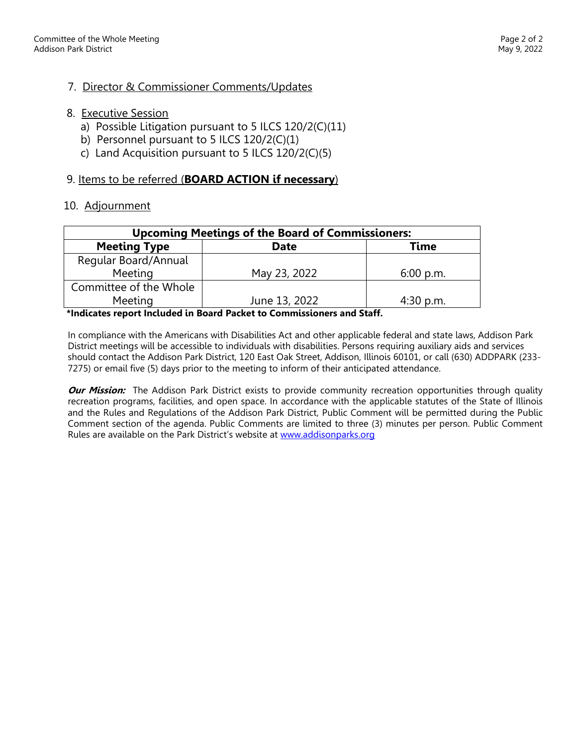7. Director & Commissioner Comments/Updates

8. Executive Session
   a) Possible Litigation pursuant to 5 ILCS 120/2(C)(11)
   b) Personnel pursuant to 5 ILCS 120/2(C)(1)
   c) Land Acquisition pursuant to 5 ILCS 120/2(C)(5)

9. Items to be referred (**BOARD ACTION if necessary**)

10. Adjournment

| **Upcoming Meetings of the Board of Commissioners:** | | |
|---|---|---|
| **Meeting Type** | **Date** | **Time** |
| Regular Board/Annual Meeting | May 23, 2022 | 6:00 p.m. |
| Committee of the Whole Meeting | June 13, 2022 | 4:30 p.m. |

**\*Indicates report Included in Board Packet to Commissioners and Staff.**

In compliance with the Americans with Disabilities Act and other applicable federal and state laws, Addison Park District meetings will be accessible to individuals with disabilities. Persons requiring auxiliary aids and services should contact the Addison Park District, 120 East Oak Street, Addison, Illinois 60101, or call (630) ADDPARK (233-7275) or email five (5) days prior to the meeting to inform of their anticipated attendance.

***Our Mission:*** The Addison Park District exists to provide community recreation opportunities through quality recreation programs, facilities, and open space. In accordance with the applicable statutes of the State of Illinois and the Rules and Regulations of the Addison Park District, Public Comment will be permitted during the Public Comment section of the agenda. Public Comments are limited to three (3) minutes per person. Public Comment Rules are available on the Park District's website at www.addisonparks.org